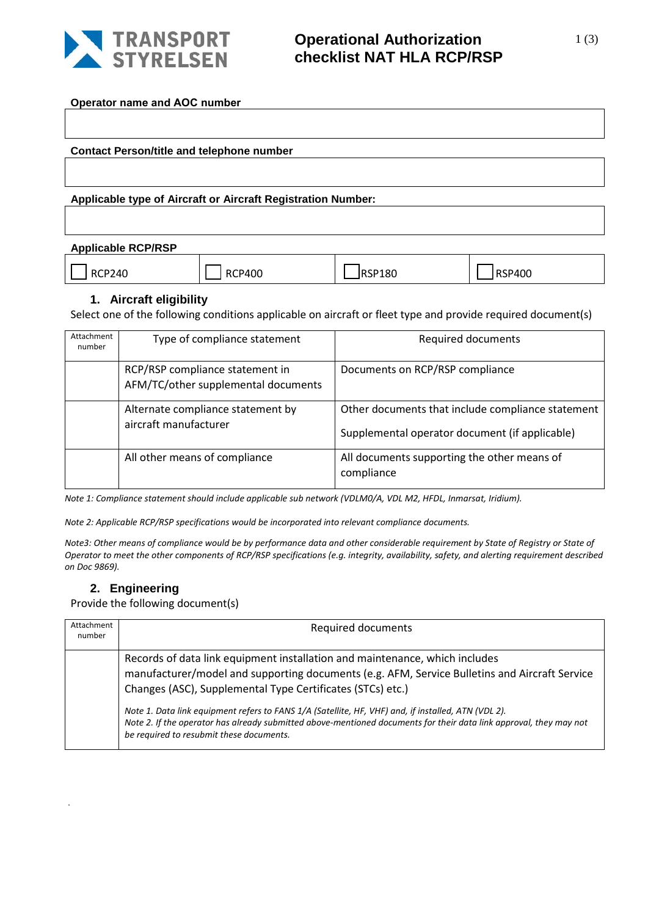TRANSPORT STYRELSEN

# Operational Authorization checklist NAT HLA RCP/RSP

**Operator name and AOC number**

**Contact Person/title and telephone number**

**Applicable type of Aircraft or Aircraft Registration Number:**

**Applicable RCP/RSP**

| ☐ RCP240 | ☐ RCP400 | ☐ RSP180 | ☐ RSP400 |
|---|---|---|---|

## 1. Aircraft eligibility

Select one of the following conditions applicable on aircraft or fleet type and provide required document(s)

| Attachment number | Type of compliance statement | Required documents |
|---|---|---|
| | RCP/RSP compliance statement in AFM/TC/other supplemental documents | Documents on RCP/RSP compliance |
| | Alternate compliance statement by aircraft manufacturer | Other documents that include compliance statement<br><br>Supplemental operator document (if applicable) |
| | All other means of compliance | All documents supporting the other means of compliance |

*Note 1: Compliance statement should include applicable sub network (VDLM0/A, VDL M2, HFDL, Inmarsat, Iridium).*

*Note 2: Applicable RCP/RSP specifications would be incorporated into relevant compliance documents.*

*Note3: Other means of compliance would be by performance data and other considerable requirement by State of Registry or State of Operator to meet the other components of RCP/RSP specifications (e.g. integrity, availability, safety, and alerting requirement described on Doc 9869).*

## 2. Engineering

Provide the following document(s)

| Attachment number | Required documents |
|---|---|
| | Records of data link equipment installation and maintenance, which includes manufacturer/model and supporting documents (e.g. AFM, Service Bulletins and Aircraft Service Changes (ASC), Supplemental Type Certificates (STCs) etc.)<br><br>*Note 1. Data link equipment refers to FANS 1/A (Satellite, HF, VHF) and, if installed, ATN (VDL 2).*<br>*Note 2. If the operator has already submitted above-mentioned documents for their data link approval, they may not be required to resubmit these documents.* |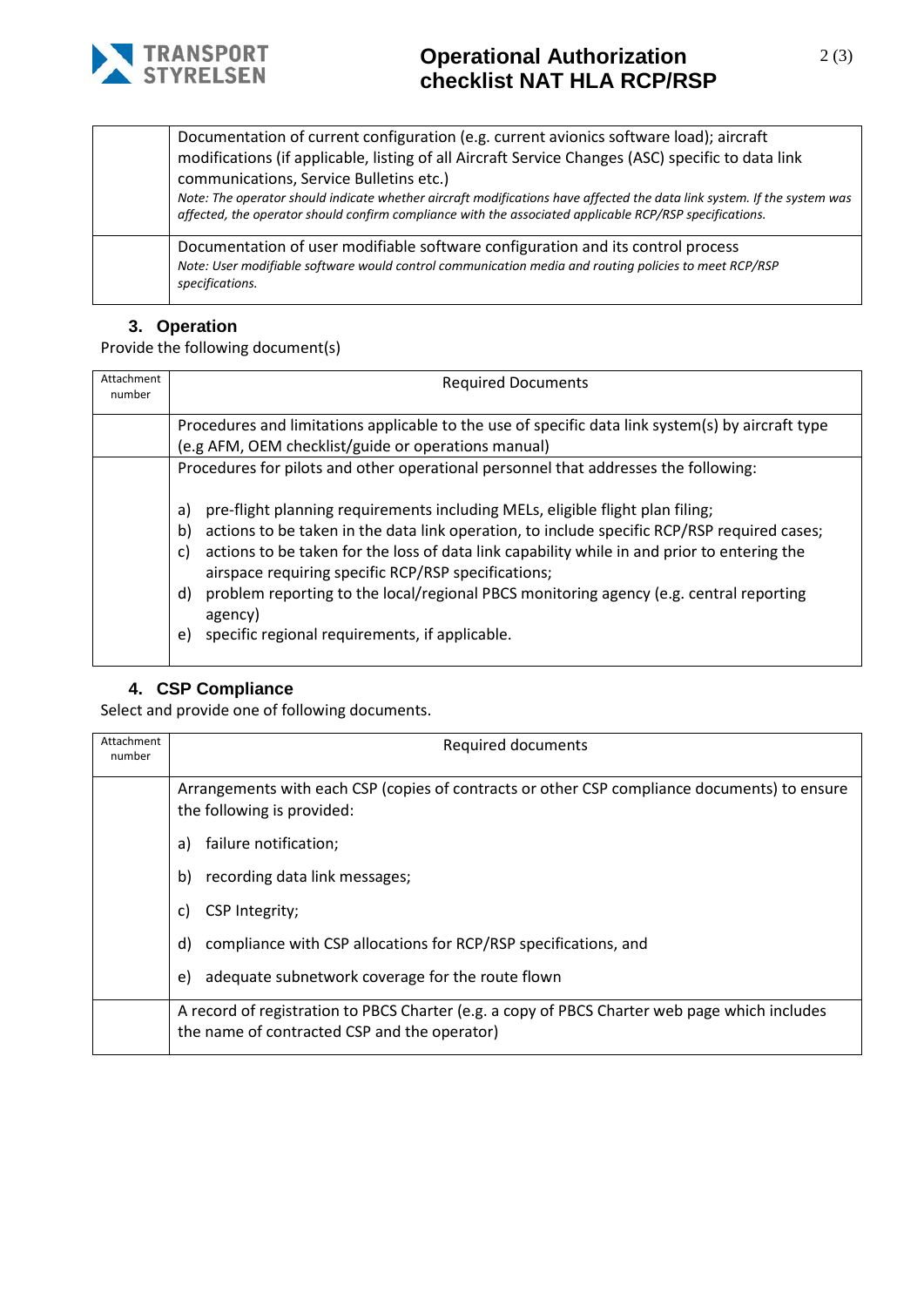| | |
|---|---|
| | Documentation of current configuration (e.g. current avionics software load); aircraft modifications (if applicable, listing of all Aircraft Service Changes (ASC) specific to data link communications, Service Bulletins etc.)<br>*Note: The operator should indicate whether aircraft modifications have affected the data link system. If the system was affected, the operator should confirm compliance with the associated applicable RCP/RSP specifications.* |
| | Documentation of user modifiable software configuration and its control process<br>*Note: User modifiable software would control communication media and routing policies to meet RCP/RSP specifications.* |

### 3. Operation

Provide the following document(s)

| Attachment number | Required Documents |
|---|---|
| | Procedures and limitations applicable to the use of specific data link system(s) by aircraft type (e.g AFM, OEM checklist/guide or operations manual) |
| | Procedures for pilots and other operational personnel that addresses the following:<br><br>a) pre-flight planning requirements including MELs, eligible flight plan filing;<br>b) actions to be taken in the data link operation, to include specific RCP/RSP required cases;<br>c) actions to be taken for the loss of data link capability while in and prior to entering the airspace requiring specific RCP/RSP specifications;<br>d) problem reporting to the local/regional PBCS monitoring agency (e.g. central reporting agency)<br>e) specific regional requirements, if applicable. |

### 4. CSP Compliance

Select and provide one of following documents.

| Attachment number | Required documents |
|---|---|
| | Arrangements with each CSP (copies of contracts or other CSP compliance documents) to ensure the following is provided:<br><br>a) failure notification;<br>b) recording data link messages;<br>c) CSP Integrity;<br>d) compliance with CSP allocations for RCP/RSP specifications, and<br>e) adequate subnetwork coverage for the route flown |
| | A record of registration to PBCS Charter (e.g. a copy of PBCS Charter web page which includes the name of contracted CSP and the operator) |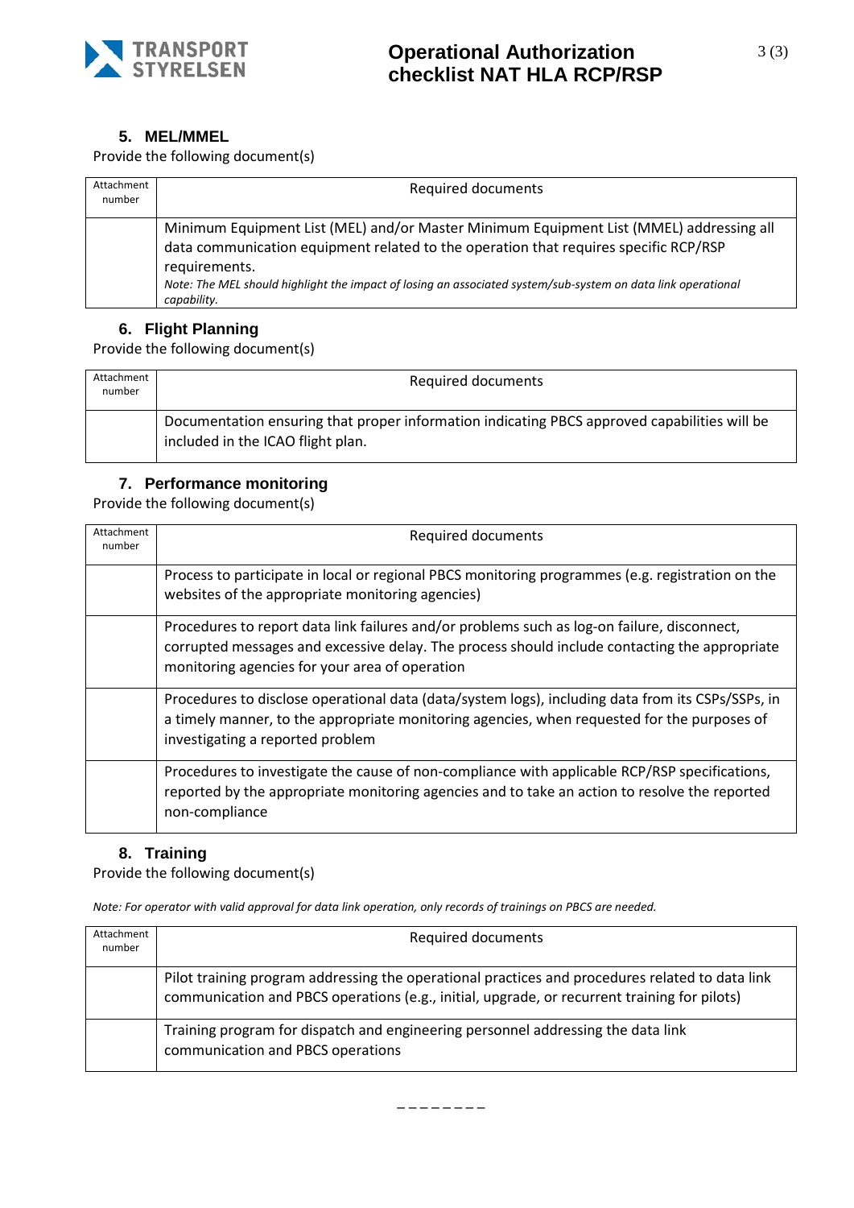## 5. MEL/MMEL

Provide the following document(s)

| Attachment number | Required documents |
|---|---|
| | Minimum Equipment List (MEL) and/or Master Minimum Equipment List (MMEL) addressing all data communication equipment related to the operation that requires specific RCP/RSP requirements. *Note: The MEL should highlight the impact of losing an associated system/sub-system on data link operational capability.* |

## 6. Flight Planning

Provide the following document(s)

| Attachment number | Required documents |
|---|---|
| | Documentation ensuring that proper information indicating PBCS approved capabilities will be included in the ICAO flight plan. |

## 7. Performance monitoring

Provide the following document(s)

| Attachment number | Required documents |
|---|---|
| | Process to participate in local or regional PBCS monitoring programmes (e.g. registration on the websites of the appropriate monitoring agencies) |
| | Procedures to report data link failures and/or problems such as log-on failure, disconnect, corrupted messages and excessive delay. The process should include contacting the appropriate monitoring agencies for your area of operation |
| | Procedures to disclose operational data (data/system logs), including data from its CSPs/SSPs, in a timely manner, to the appropriate monitoring agencies, when requested for the purposes of investigating a reported problem |
| | Procedures to investigate the cause of non-compliance with applicable RCP/RSP specifications, reported by the appropriate monitoring agencies and to take an action to resolve the reported non-compliance |

## 8. Training

Provide the following document(s)

*Note: For operator with valid approval for data link operation, only records of trainings on PBCS are needed.*

| Attachment number | Required documents |
|---|---|
| | Pilot training program addressing the operational practices and procedures related to data link communication and PBCS operations (e.g., initial, upgrade, or recurrent training for pilots) |
| | Training program for dispatch and engineering personnel addressing the data link communication and PBCS operations |

_ _ _ _ _ _ _ _